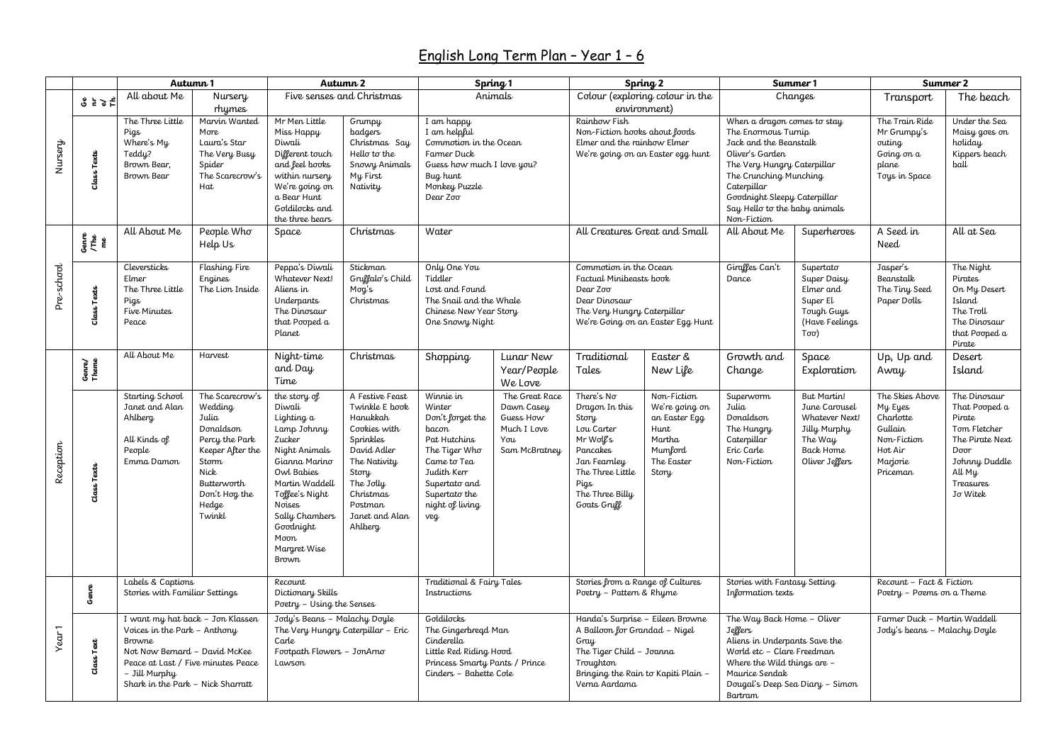# English Long Term Plan – Year 1 – 6

| | | Autumn 1 | | Autumn 2 | | Spring 1 | | Spring 2 | | Summer 1 | | Summer 2 | |
|---|---|---|---|---|---|---|---|---|---|---|---|---|---|
| Nursery | Genre/Theme | All about Me | Nursery rhymes | Five senses and Christmas | | Animals | | Colour (exploring colour in the environment) | | Changes | | Transport | The beach |
| | Class Texts | The Three Little Pigs<br>Where's My Teddy?<br>Brown Bear, Brown Bear | Marvin Wanted More<br>Laura's Star<br>The Very Busy Spider<br>The Scarecrow's Hat | Mr Men Little Miss Happy<br>Diwali<br>Different touch and feel books within nursery<br>We're going on a Bear Hunt<br>Goldilocks and the three bears | Grumpy badgers Christmas Say Hello to the Snowy Animals<br>My First Nativity | I am happy<br>I am helpful<br>Commotion in the Ocean<br>Farmer Duck<br>Guess how much I love you?<br>Bug hunt<br>Monkey Puzzle<br>Dear Zoo | | Rainbow Fish<br>Non-Fiction books about foods<br>Elmer and the rainbow Elmer<br>We're going on an Easter egg hunt | | When a dragon comes to stay<br>The Enormous Turnip<br>Jack and the Beanstalk<br>Oliver's Garden<br>The Very Hungry Caterpillar<br>The Crunching Munching Caterpillar<br>Goodnight Sleepy Caterpillar<br>Say Hello to the baby animals<br>Non-Fiction | | The Train Ride<br>Mr Grumpy's outing<br>Going on a plane<br>Toys in Space | Under the Sea<br>Maisy goes on holiday<br>Kippers beach ball |
| Pre-school | Genre/Theme | All About Me | People Who Help Us | Space | Christmas | Water | | All Creatures Great and Small | | All About Me | Superheroes | A Seed in Need | All at Sea |
| | Class Texts | Cleversticks<br>Elmer<br>The Three Little Pigs<br>Five Minutes Peace | Flashing Fire Engines<br>The Lion Inside | Peppa's Diwali<br>Whatever Next!<br>Aliens in Underpants<br>The Dinosaur that Pooped a Planet | Stickman<br>Gruffalo's Child<br>Mog's Christmas | Only One You<br>Tiddler<br>Lost and Found<br>The Snail and the Whale<br>Chinese New Year Story<br>One Snowy Night | | Commotion in the Ocean<br>Factual Minibeasts book<br>Dear Zoo<br>Dear Dinosaur<br>The Very Hungry Caterpillar<br>We're Going on an Easter Egg Hunt | | Giraffes Can't Dance | Supertato<br>Super Daisy<br>Elmer and Super El<br>Tough Guys (Have Feelings Too) | Jasper's Beanstalk<br>The Tiny Seed<br>Paper Dolls | The Night Pirates<br>On My Desert Island<br>The Troll<br>The Dinosaur that Pooped a Pirate |
| Reception | Genre/Theme | All About Me | Harvest | Night-time and Day Time | Christmas | Shopping | Lunar New Year/People We Love | Traditional Tales | Easter & New Life | Growth and Change | Space Exploration | Up, Up and Away | Desert Island |
| | Class Texts | Starting School Janet and Alan Ahlberg<br>All Kinds of People Emma Damon | The Scarecrow's Wedding Julia Donaldson<br>Percy the Park Keeper After the Storm Nick Butterworth<br>Don't Hog the Hedge Twinkl | the story of Diwali<br>Lighting a Lamp Johnny Zucker<br>Night Animals Gianna Marino<br>Owl Babies Martin Waddell<br>Toffee's Night Noises Sally Chambers<br>Goodnight Moon Margret Wise Brown | A Festive Feast Twinkle E book<br>Hanukkah Cookies with Sprinkles David Adler<br>The Nativity Story<br>The Jolly Christmas Postman Janet and Alan Ahlberg | Winnie in Winter<br>Don't forget the bacon Pat Hutchins<br>The Tiger Who Came to Tea Judith Kerr<br>Supertato and Supertato the night of living veg | The Great Race Dawn Casey<br>Guess How Much I Love You Sam McBratney | There's No Dragon In this Story Lou Carter<br>Mr Wolf's Pancakes Jan Fearnley<br>The Three Little Pigs<br>The Three Billy Goats Gruff | Non-Fiction<br>We're going on an Easter Egg Hunt Martha Mumford<br>The Easter Story | Superworm Julia Donaldson<br>The Hungry Caterpillar Eric Carle<br>Non-Fiction | But Martin! June Carousel<br>Whatever Next! Jilly Murphy<br>The Way Back Home Oliver Jeffers | The Skies Above My Eyes Charlotte Gullain<br>Non-Fiction<br>Hot Air Marjorie Priceman | The Dinosaur That Pooped a Pirate Tom Fletcher<br>The Pirate Next Door Johnny Duddle<br>All My Treasures Jo Witek |
| Year 1 | Genre | Labels & Captions<br>Stories with Familiar Settings | | Recount<br>Dictionary Skills<br>Poetry – Using the Senses | | Traditional & Fairy Tales<br>Instructions | | Stories from a Range of Cultures<br>Poetry – Pattern & Rhyme | | Stories with Fantasy Setting<br>Information texts | | Recount – Fact & Fiction<br>Poetry – Poems on a Theme | |
| | Class Text | I want my hat back – Jon Klassen<br>Voices in the Park – Anthony Browne<br>Not Now Bernard – David McKee<br>Peace at Last / Five minutes Peace – Jill Murphy<br>Shark in the Park – Nick Sharratt | | Jody's Beans – Malachy Doyle<br>The Very Hungry Caterpillar – Eric Carle<br>Footpath Flowers – JonArno Lawson | | Goldilocks<br>The Gingerbread Man<br>Cinderella<br>Little Red Riding Hood<br>Princess Smarty Pants / Prince Cinders – Babette Cole | | Handa's Surprise – Eileen Browne<br>A Balloon for Grandad – Nigel Gray<br>The Tiger Child – Joanna Troughton<br>Bringing the Rain to Kapiti Plain – Verna Aardama | | The Way Back Home – Oliver Jeffers<br>Aliens in Underpants Save the World etc – Clare Freedman<br>Where the Wild things are – Maurice Sendak<br>Dougal's Deep Sea Diary – Simon Bartram | | Farmer Duck – Martin Waddell<br>Jody's beans – Malachy Doyle | |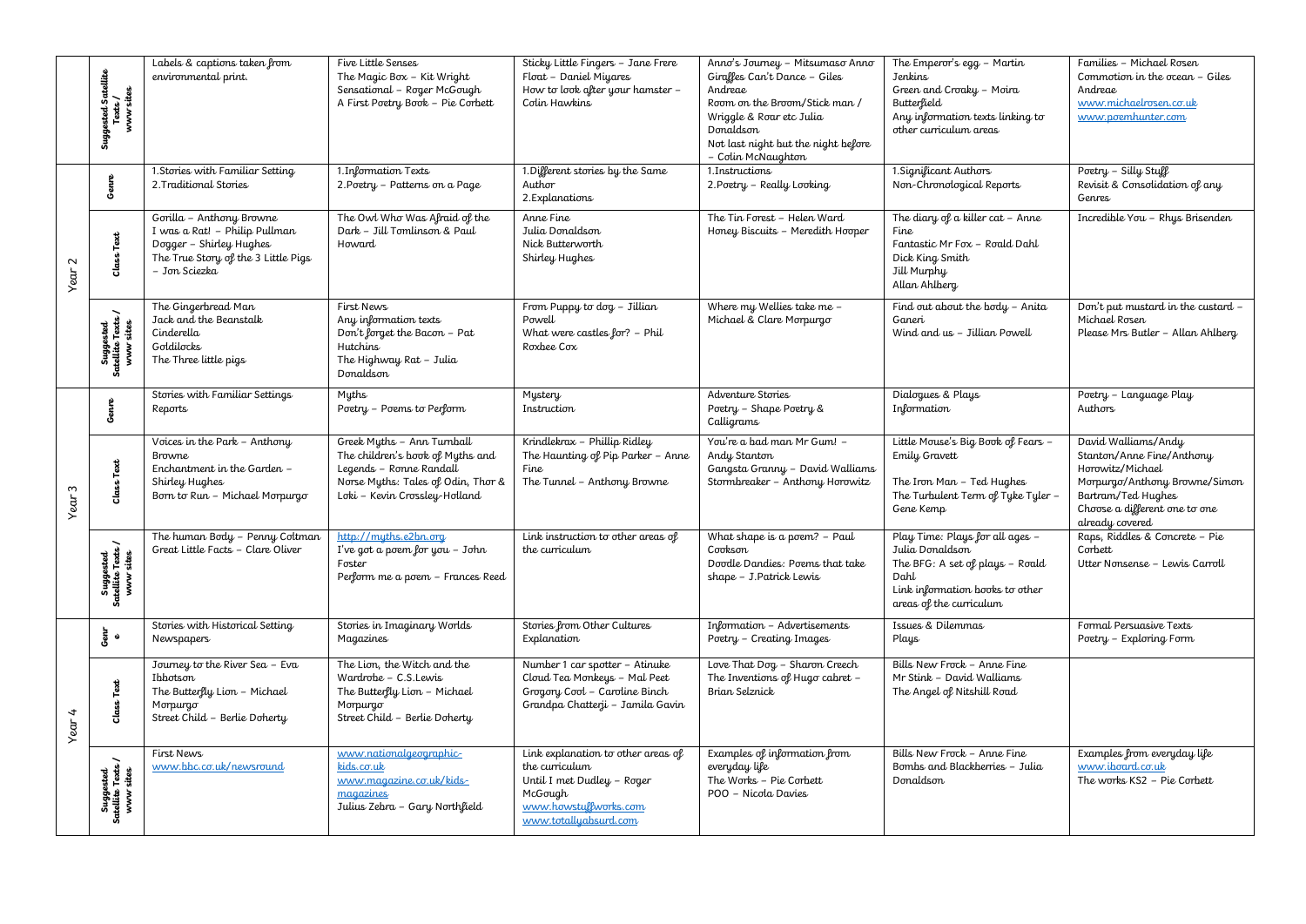| | | | | | | | |
|---|---|---|---|---|---|---|---|
| | Suggested Satellite Texts / www sites | Labels & captions taken from environmental print. | Five Little Senses<br>The Magic Box – Kit Wright<br>Sensational – Roger McGough<br>A First Poetry Book – Pie Corbett | Sticky Little Fingers – Jane Frere<br>Float – Daniel Miyares<br>How to look after your hamster – Colin Hawkins | Anno's Journey – Mitsumaso Anno<br>Giraffes Can't Dance – Giles Andreae<br>Room on the Broom/Stick man / Wriggle & Roar etc Julia Donaldson<br>Not last night but the night before – Colin McNaughton | The Emperor's egg – Martin Jenkins<br>Green and Croaky – Moira Butterfield<br>Any information texts linking to other curriculum areas | Families – Michael Rosen<br>Commotion in the ocean – Giles Andreae<br>www.michaelrosen.co.uk<br>www.poemhunter.com |
| Year 2 | Genre | 1.Stories with Familiar Setting<br>2.Traditional Stories | 1.Information Texts<br>2.Poetry – Patterns on a Page | 1.Different stories by the Same Author<br>2.Explanations | 1.Instructions<br>2.Poetry – Really Looking | 1.Significant Authors<br>Non-Chronological Reports | Poetry – Silly Stuff<br>Revisit & Consolidation of any Genres |
| | Class Text | Gorilla – Anthony Browne<br>I was a Rat! – Philip Pullman<br>Dogger – Shirley Hughes<br>The True Story of the 3 Little Pigs – Jon Sciezka | The Owl Who Was Afraid of the Dark – Jill Tomlinson & Paul Howard | Anne Fine<br>Julia Donaldson<br>Nick Butterworth<br>Shirley Hughes | The Tin Forest – Helen Ward<br>Honey Biscuits – Meredith Hooper | The diary of a killer cat – Anne Fine<br>Fantastic Mr Fox – Roald Dahl<br>Dick King Smith<br>Jill Murphy<br>Allan Ahlberg | Incredible You – Rhys Brisenden |
| | Suggested Satellite Texts / www sites | The Gingerbread Man<br>Jack and the Beanstalk<br>Cinderella<br>Goldilocks<br>The Three little pigs | First News<br>Any information texts<br>Don't forget the Bacon – Pat Hutchins<br>The Highway Rat – Julia Donaldson | From Puppy to dog – Jillian Powell<br>What were castles for? – Phil Roxbee Cox | Where my Wellies take me – Michael & Clare Morpurgo | Find out about the body – Anita Ganeri<br>Wind and us – Jillian Powell | Don't put mustard in the custard – Michael Rosen<br>Please Mrs Butler – Allan Ahlberg |
| Year 3 | Genre | Stories with Familiar Settings<br>Reports | Myths<br>Poetry – Poems to Perform | Mystery<br>Instruction | Adventure Stories<br>Poetry – Shape Poetry & Calligrams | Dialogues & Plays<br>Information | Poetry – Language Play<br>Authors |
| | Class Text | Voices in the Park – Anthony Browne<br>Enchantment in the Garden – Shirley Hughes<br>Born to Run – Michael Morpurgo | Greek Myths – Ann Turnball<br>The children's book of Myths and Legends – Ronne Randall<br>Norse Myths: Tales of Odin, Thor & Loki – Kevin Crossley-Holland | Krindlekrax – Phillip Ridley<br>The Haunting of Pip Parker – Anne Fine<br>The Tunnel – Anthony Browne | You're a bad man Mr Gum! – Andy Stanton<br>Gangsta Granny – David Walliams<br>Stormbreaker – Anthony Horowitz | Little Mouse's Big Book of Fears – Emily Gravett<br>The Iron Man – Ted Hughes<br>The Turbulent Term of Tyke Tyler – Gene Kemp | David Walliams/Andy Stanton/Anne Fine/Anthony Horowitz/Michael Morpurgo/Anthony Browne/Simon Bartram/Ted Hughes<br>Choose a different one to one already covered |
| | Suggested Satellite Texts / www sites | The human Body – Penny Coltman<br>Great Little Facts – Clare Oliver | http://myths.e2bn.org<br>I've got a poem for you – John Foster<br>Perform me a poem – Frances Reed | Link instruction to other areas of the curriculum | What shape is a poem? – Paul Cookson<br>Doodle Dandies: Poems that take shape – J.Patrick Lewis | Play Time: Plays for all ages – Julia Donaldson<br>The BFG: A set of plays – Roald Dahl<br>Link information books to other areas of the curriculum | Raps, Riddles & Concrete – Pie Corbett<br>Utter Nonsense – Lewis Carroll |
| Year 4 | Genre | Stories with Historical Setting<br>Newspapers | Stories in Imaginary Worlds<br>Magazines | Stories from Other Cultures<br>Explanation | Information – Advertisements<br>Poetry – Creating Images | Issues & Dilemmas<br>Plays | Formal Persuasive Texts<br>Poetry – Exploring Form |
| | Class Text | Journey to the River Sea – Eva Ibbotson<br>The Butterfly Lion – Michael Morpurgo<br>Street Child – Berlie Doherty | The Lion, the Witch and the Wardrobe – C.S.Lewis<br>The Butterfly Lion – Michael Morpurgo<br>Street Child – Berlie Doherty | Number 1 car spotter – Atinuke<br>Cloud Tea Monkeys – Mal Peet<br>Grogory Cool – Caroline Binch<br>Grandpa Chatterji – Jamila Gavin | Love That Dog – Sharon Creech<br>The Inventions of Hugo cabret – Brian Selznick | Bills New Frock – Anne Fine<br>Mr Stink – David Walliams<br>The Angel of Nitshill Road | |
| | Suggested Satellite Texts / www sites | First News<br>www.bbc.co.uk/newsround | www.nationalgeographic-kids.co.uk<br>www.magazine.co.uk/kids-magazines<br>Julius Zebra – Gary Northfield | Link explanation to other areas of the curriculum<br>Until I met Dudley – Roger McGough<br>www.howstuffworks.com<br>www.totallyabsurd.com | Examples of information from everyday life<br>The Works – Pie Corbett<br>POO – Nicola Davies | Bills New Frock – Anne Fine<br>Bombs and Blackberries – Julia Donaldson | Examples from everyday life<br>www.iboard.co.uk<br>The works KS2 – Pie Corbett |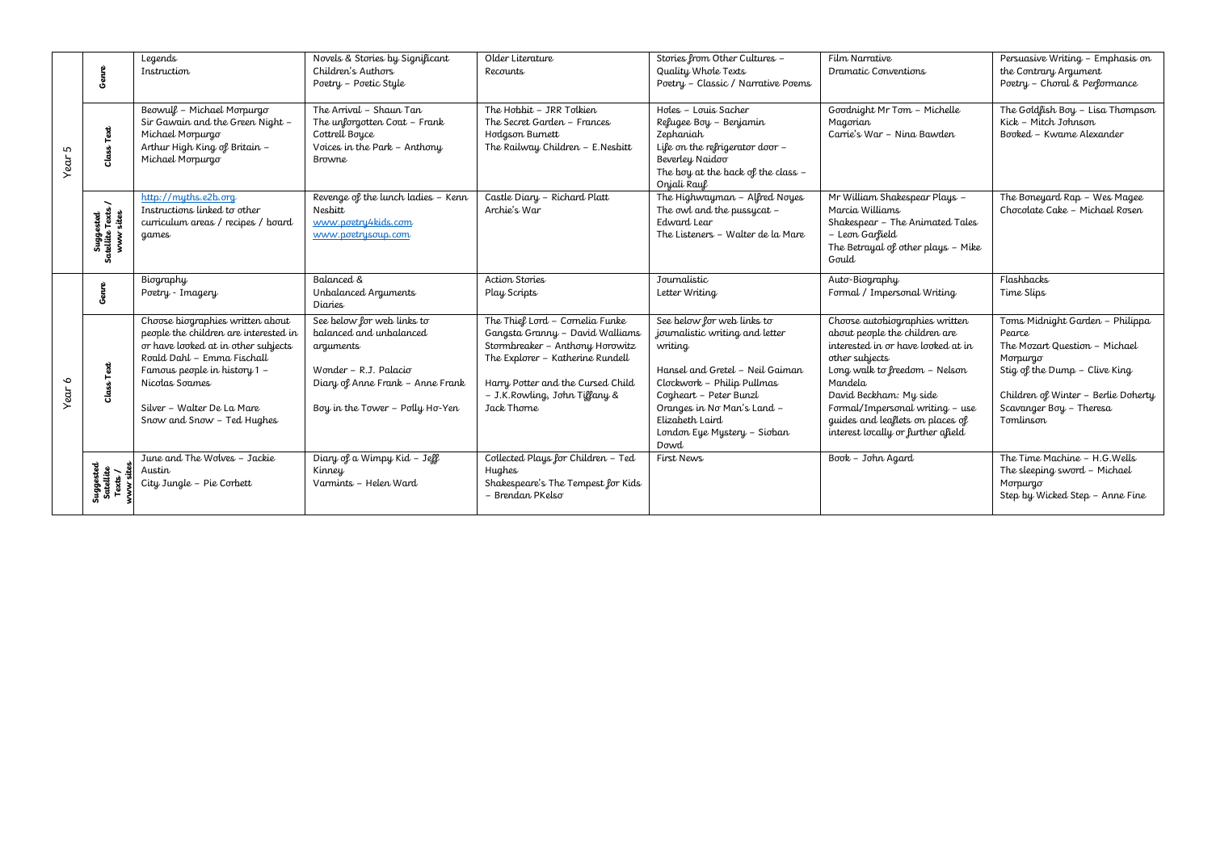| | | | | | | | |
|---|---|---|---|---|---|---|---|
| Year 5 | Genre | Legends<br>Instruction | Novels & Stories by Significant Children's Authors<br>Poetry – Poetic Style | Older Literature<br>Recounts | Stories from Other Cultures – Quality Whole Texts<br>Poetry – Classic / Narrative Poems | Film Narrative<br>Dramatic Conventions | Persuasive Writing – Emphasis on the Contrary Argument<br>Poetry – Choral & Performance |
| | Class Text | Beowulf – Michael Morpurgo<br>Sir Gawain and the Green Night – Michael Morpurgo<br>Arthur High King of Britain – Michael Morpurgo | The Arrival – Shaun Tan<br>The unforgotten Coat – Frank Cottrell Boyce<br>Voices in the Park – Anthony Browne | The Hobbit – JRR Tolkien<br>The Secret Garden – Frances Hodgson Burnett<br>The Railway Children – E.Nesbitt | Holes – Louis Sacher<br>Refugee Boy – Benjamin Zephaniah<br>Life on the refrigerator door – Beverley Naidoo<br>The boy at the back of the class – Onjali Rauf | Goodnight Mr Tom – Michelle Magorian<br>Carrie's War – Nina Bawden | The Goldfish Boy – Lisa Thompson<br>Kick – Mitch Johnson<br>Booked – Kwame Alexander |
| | Suggested Satellite Texts / www sites | http://myths.e2b.org<br>Instructions linked to other curriculum areas / recipes / board games | Revenge of the lunch ladies – Kenn Nesbitt<br>www.poetry4kids.com<br>www.poetrysoup.com | Castle Diary – Richard Platt<br>Archie's War | The Highwayman – Alfred Noyes<br>The owl and the pussycat – Edward Lear<br>The Listeners – Walter de la Mare | Mr William Shakespear Plays – Marcia Williams<br>Shakespear – The Animated Tales – Leon Garfield<br>The Betrayal of other plays – Mike Gould | The Boneyard Rap – Wes Magee<br>Chocolate Cake – Michael Rosen |
| Year 6 | Genre | Biography<br>Poetry - Imagery | Balanced &<br>Unbalanced Arguments<br>Diaries | Action Stories<br>Play Scripts | Journalistic<br>Letter Writing | Auto-Biography<br>Formal / Impersonal Writing | Flashbacks<br>Time Slips |
| | Class Text | Choose biographies written about people the children are interested in or have looked at in other subjects<br>Roald Dahl – Emma Fischall<br>Famous people in history 1 – Nicolas Soames<br><br>Silver – Walter De La Mare<br>Snow and Snow – Ted Hughes | See below for web links to balanced and unbalanced arguments<br><br>Wonder – R.J. Palacio<br>Diary of Anne Frank – Anne Frank<br><br>Boy in the Tower – Polly Ho-Yen | The Thief Lord – Cornelia Funke<br>Gangsta Granny – David Walliams<br>Stormbreaker – Anthony Horowitz<br>The Explorer – Katherine Rundell<br><br>Harry Potter and the Cursed Child – J.K.Rowling, John Tiffany & Jack Thorne | See below for web links to journalistic writing and letter writing<br><br>Hansel and Gretel – Neil Gaiman<br>Clockwork – Philip Pullmas<br>Cogheart – Peter Bunzl<br>Oranges in No Man's Land – Elizabeth Laird<br>London Eye Mystery – Siobian Dowd | Choose autobiographies written about people the children are interested in or have looked at in other subjects<br>Long walk to freedom – Nelson Mandela<br>David Beckham: My side<br>Formal/Impersonal writing – use guides and leaflets on places of interest locally or further afield | Toms Midnight Garden – Philippa Pearce<br>The Mozart Question – Michael Morpurgo<br>Stig of the Dump – Clive King<br><br>Children of Winter – Berlie Doherty<br>Scavanger Boy – Theresa Tomlinson |
| | Suggested Satellite Texts / www sites | June and The Wolves – Jackie Austin<br>City Jungle – Pie Corbett | Diary of a Wimpy Kid – Jeff Kinney<br>Varmints – Helen Ward | Collected Plays for Children – Ted Hughes<br>Shakespeare's The Tempest for Kids – Brendan PKelso | First News | Book – John Agard | The Time Machine – H.G.Wells<br>The sleeping sword – Michael Morpurgo<br>Step by Wicked Step – Anne Fine |